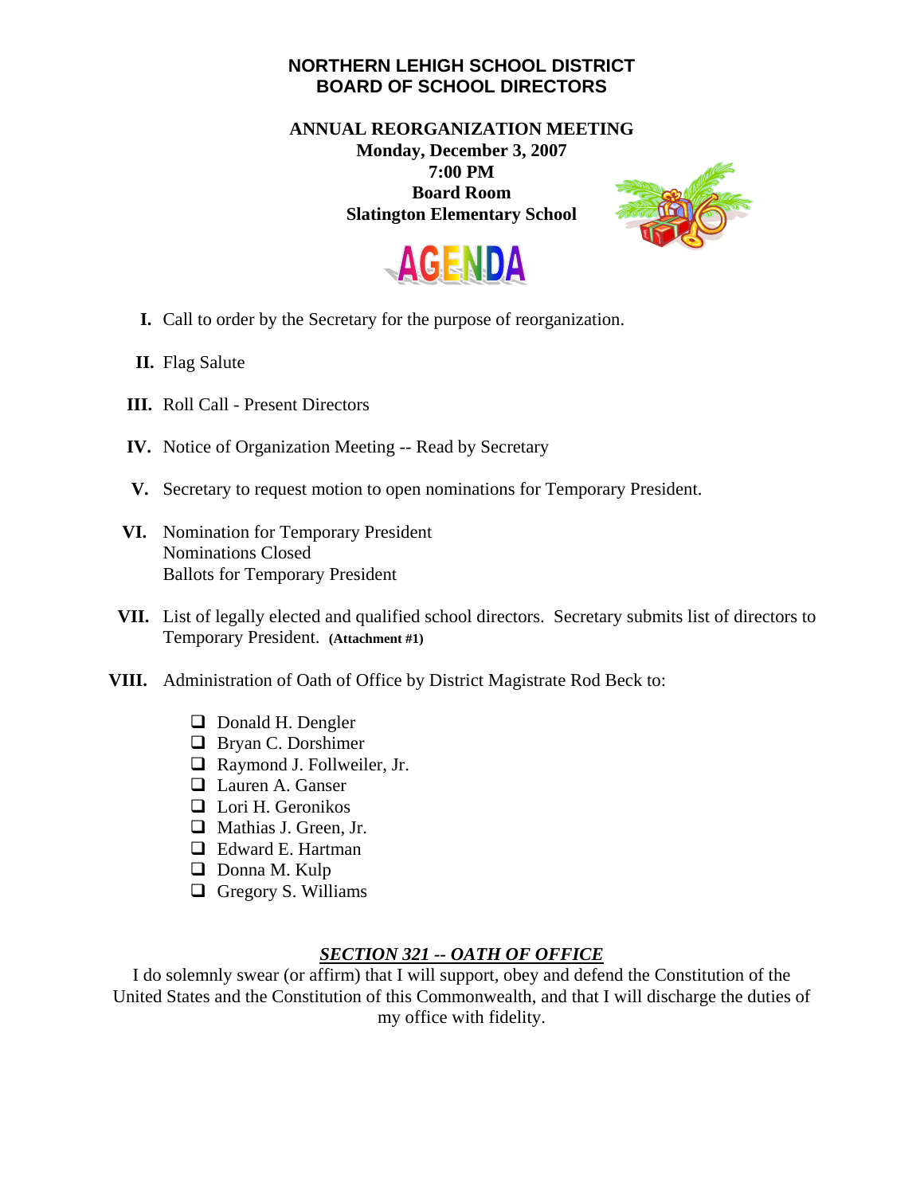# NORTHERN LEHIGH SCHOOL DISTRICT
# BOARD OF SCHOOL DIRECTORS

**ANNUAL REORGANIZATION MEETING**
**Monday, December 3, 2007**
**7:00 PM**
**Board Room**
**Slatington Elementary School**

## AGENDA

**I.** Call to order by the Secretary for the purpose of reorganization.

**II.** Flag Salute

**III.** Roll Call - Present Directors

**IV.** Notice of Organization Meeting -- Read by Secretary

**V.** Secretary to request motion to open nominations for Temporary President.

**VI.** Nomination for Temporary President
Nominations Closed
Ballots for Temporary President

**VII.** List of legally elected and qualified school directors. Secretary submits list of directors to Temporary President. **(Attachment #1)**

**VIII.** Administration of Oath of Office by District Magistrate Rod Beck to:

- ❑ Donald H. Dengler
- ❑ Bryan C. Dorshimer
- ❑ Raymond J. Follweiler, Jr.
- ❑ Lauren A. Ganser
- ❑ Lori H. Geronikos
- ❑ Mathias J. Green, Jr.
- ❑ Edward E. Hartman
- ❑ Donna M. Kulp
- ❑ Gregory S. Williams

***SECTION 321 -- OATH OF OFFICE***

I do solemnly swear (or affirm) that I will support, obey and defend the Constitution of the United States and the Constitution of this Commonwealth, and that I will discharge the duties of my office with fidelity.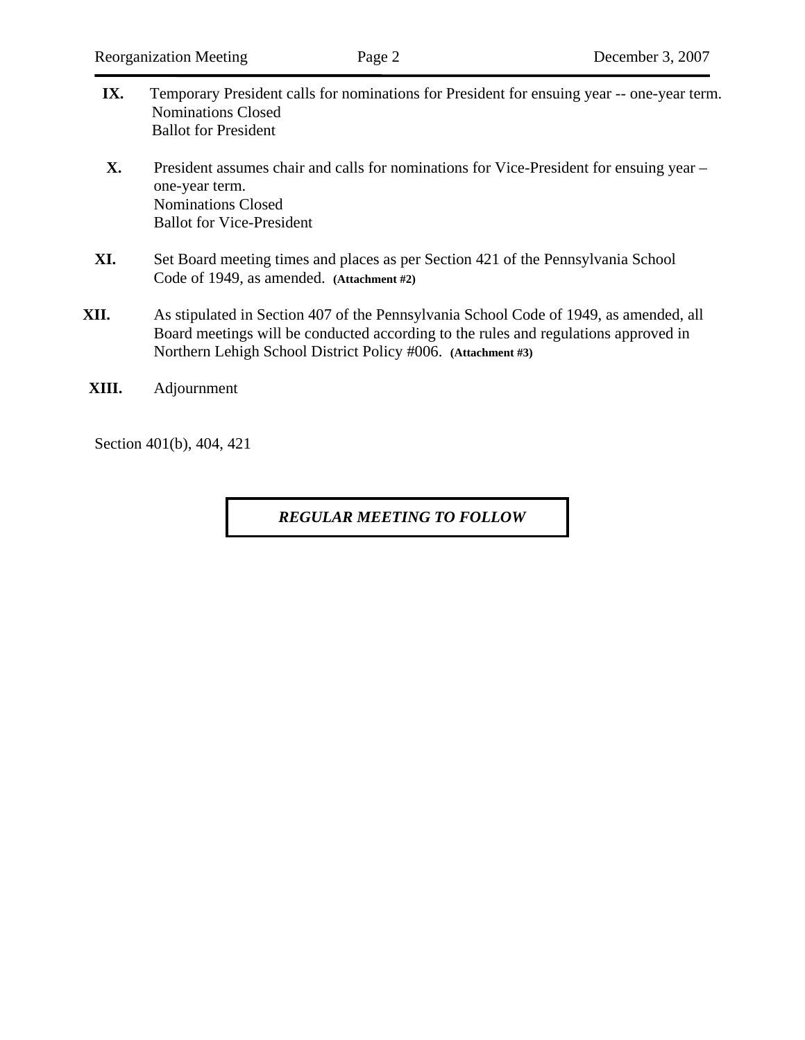**IX.** Temporary President calls for nominations for President for ensuing year -- one-year term.
Nominations Closed
Ballot for President

**X.** President assumes chair and calls for nominations for Vice-President for ensuing year – one-year term.
Nominations Closed
Ballot for Vice-President

**XI.** Set Board meeting times and places as per Section 421 of the Pennsylvania School Code of 1949, as amended. **(Attachment #2)**

**XII.** As stipulated in Section 407 of the Pennsylvania School Code of 1949, as amended, all Board meetings will be conducted according to the rules and regulations approved in Northern Lehigh School District Policy #006. **(Attachment #3)**

**XIII.** Adjournment

Section 401(b), 404, 421

***REGULAR MEETING TO FOLLOW***